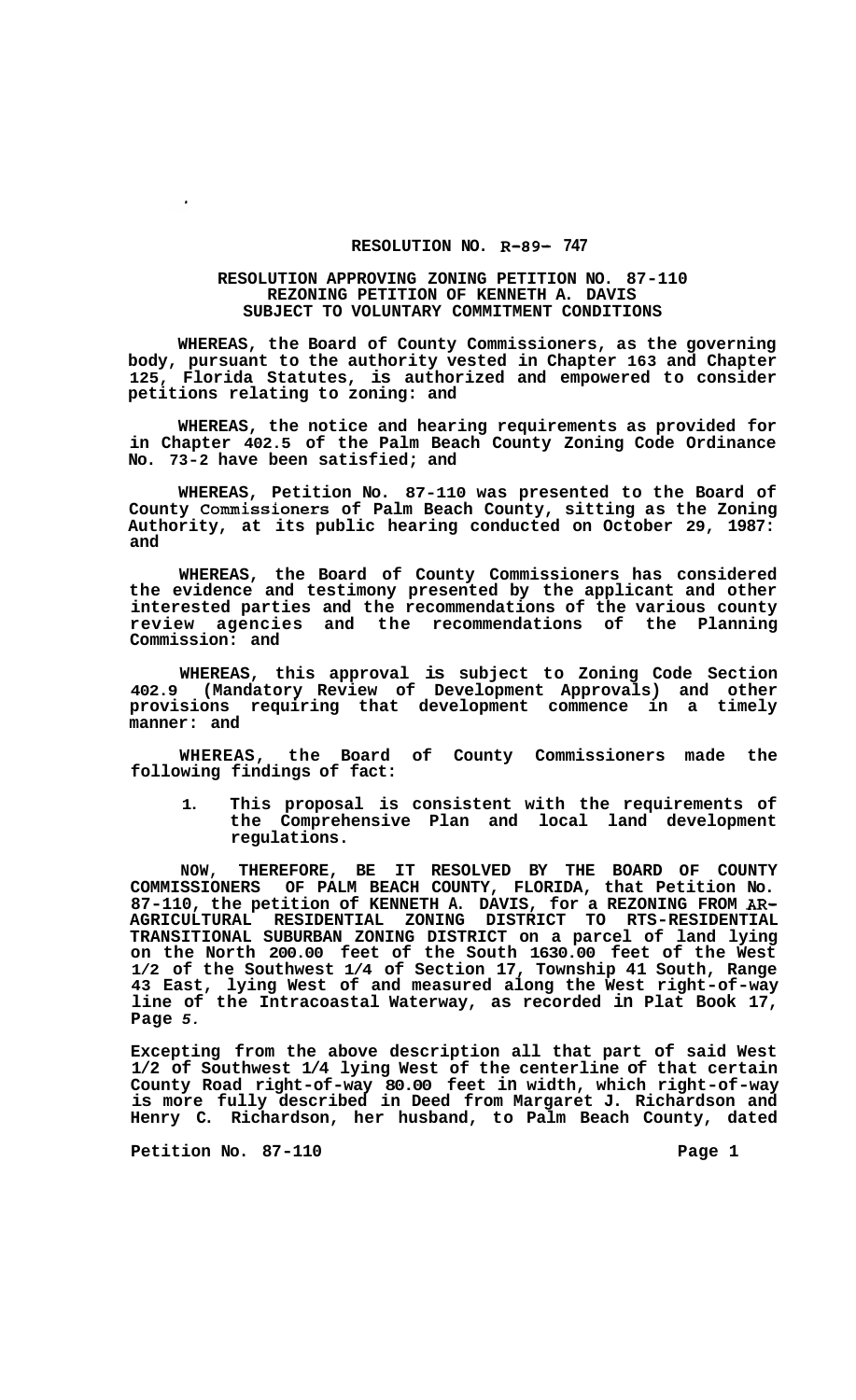## RESOLUTION NO. R-89- 747

### RESOLUTION APPROVING ZONING PETITION NO. 87-110 REZONING PETITION OF KENNETH A. DAVIS SUBJECT TO VOLUNTARY COMMITMENT CONDITIONS

**WHEREAS, the Board of County Commissioners, as the governing body, pursuant to the authority vested in Chapter 163 and Chapter 125, Florida Statutes, is authorized and empowered to consider petitions relating to zoning: and**

**WHEREAS, the notice and hearing requirements as provided for in Chapter 402.5 of the Palm Beach County Zoning Code Ordinance No. 73-2 have been satisfied; and**

**WHEREAS, Petition No. 87-110 was presented to the Board of County Commissioners of Palm Beach County, sitting as the Zoning Authority, at its public hearing conducted on October 29, 1987: and**

**WHEREAS, the Board of County Commissioners has considered the evidence and testimony presented by the applicant and other interested parties and the recommendations of the various county review agencies and the recommendations of the Planning Commission: and**

**WHEREAS, this approval is subject to Zoning Code Section 402.9 (Mandatory Review of Development Approvals) and other provisions requiring that development commence in a timely manner: and**

**WHEREAS, the Board of County Commissioners made the following findings of fact:**

1. **This proposal is consistent with the requirements of the Comprehensive Plan and local land development regulations.**

**NOW, THEREFORE, BE IT RESOLVED BY THE BOARD OF COUNTY COMMISSIONERS OF PALM BEACH COUNTY, FLORIDA, that Petition No. 87-110, the petition of KENNETH A. DAVIS, for a REZONING FROM AR-AGRICULTURAL RESIDENTIAL ZONING DISTRICT TO RTS-RESIDENTIAL TRANSITIONAL SUBURBAN ZONING DISTRICT on a parcel of land lying on the North 200.00 feet of the South 1630.00 feet of the West 1/2 of the Southwest 1/4 of Section 17, Township 41 South, Range 43 East, lying West of and measured along the West right-of-way line of the Intracoastal Waterway, as recorded in Plat Book 17, Page 5.**

**Excepting from the above description all that part of said West 1/2 of Southwest 1/4 lying West of the centerline of that certain County Road right-of-way 80.00 feet in width, which right-of-way is more fully described in Deed from Margaret J. Richardson and Henry C. Richardson, her husband, to Palm Beach County, dated**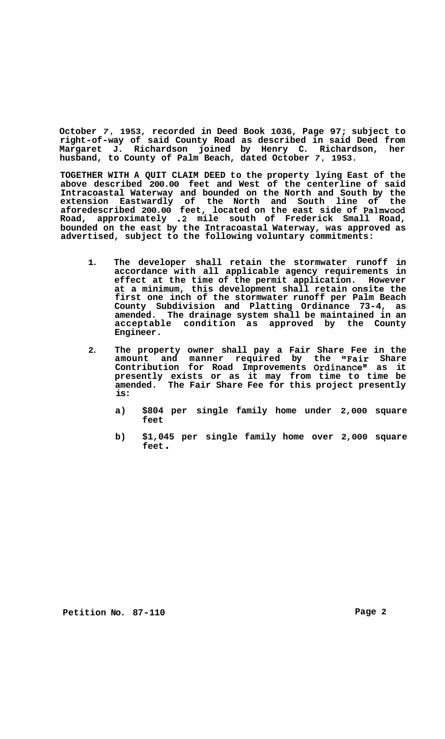**October 7, 1953, recorded in Deed Book 1036, Page 97; subject to right-of-way of said County Road as described in said Deed from Margaret J. Richardson joined by Henry C. Richardson, her husband, to County of Palm Beach, dated October 7, 1953.**

**TOGETHER WITH A QUIT CLAIM DEED to the property lying East of the above described 200.00 feet and West of the centerline of said Intracoastal Waterway and bounded on the North and South by the extension Eastwardly of the North and South line of the aforedescribed 200.00 feet, located on the east side of Palmwood Road, approximately .2 mile south of Frederick Small Road, bounded on the east by the Intracoastal Waterway, was approved as advertised, subject to the following voluntary commitments:**

1. **The developer shall retain the stormwater runoff in accordance with all applicable agency requirements in effect at the time of the permit application. However at a minimum, this development shall retain onsite the first one inch of the stormwater runoff per Palm Beach County Subdivision and Platting Ordinance 73-4, as amended. The drainage system shall be maintained in an acceptable condition as approved by the County Engineer.**

2. **The property owner shall pay a Fair Share Fee in the amount and manner required by the "Fair Share Contribution for Road Improvements Ordinance" as it presently exists or as it may from time to time be amended. The Fair Share Fee for this project presently is:**

   a) **$804 per single family home under 2,000 square feet**

   b) **$1,045 per single family home over 2,000 square feet.**

**Petition No. 87-110**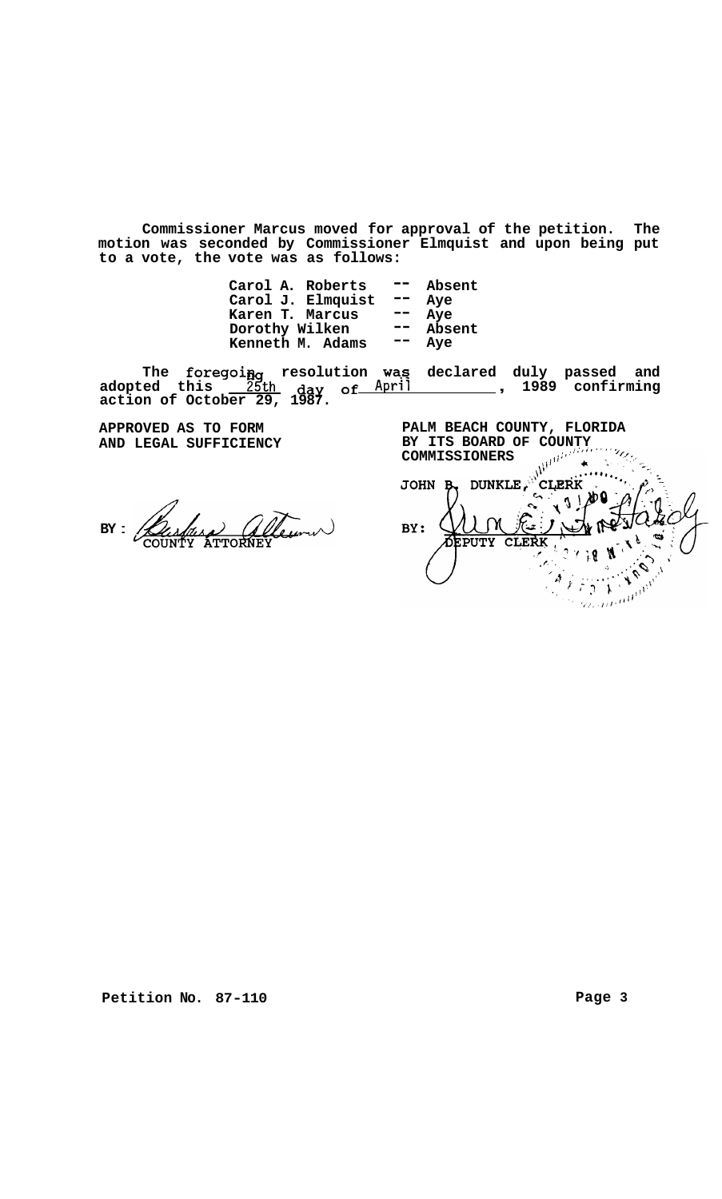**Commissioner Marcus moved for approval of the petition. The motion was seconded by Commissioner Elmquist and upon being put to a vote, the vote was as follows:**

| | | |
|---|---|---|
| **Carol A. Roberts** | **--** | **Absent** |
| **Carol J. Elmquist** | **--** | **Aye** |
| **Karen T. Marcus** | **--** | **Aye** |
| **Dorothy Wilken** | **--** | **Absent** |
| **Kenneth M. Adams** | **--** | **Aye** |

**The foregoing resolution was declared duly passed and adopted this 25th day of April, 1989 confirming action of October 29, 1987.**

**APPROVED AS TO FORM AND LEGAL SUFFICIENCY**

**BY: COUNTY ATTORNEY**

**PALM BEACH COUNTY, FLORIDA BY ITS BOARD OF COUNTY COMMISSIONERS**

**JOHN B. DUNKLE, CLERK**

**BY: DEPUTY CLERK**

**Petition No. 87-110**